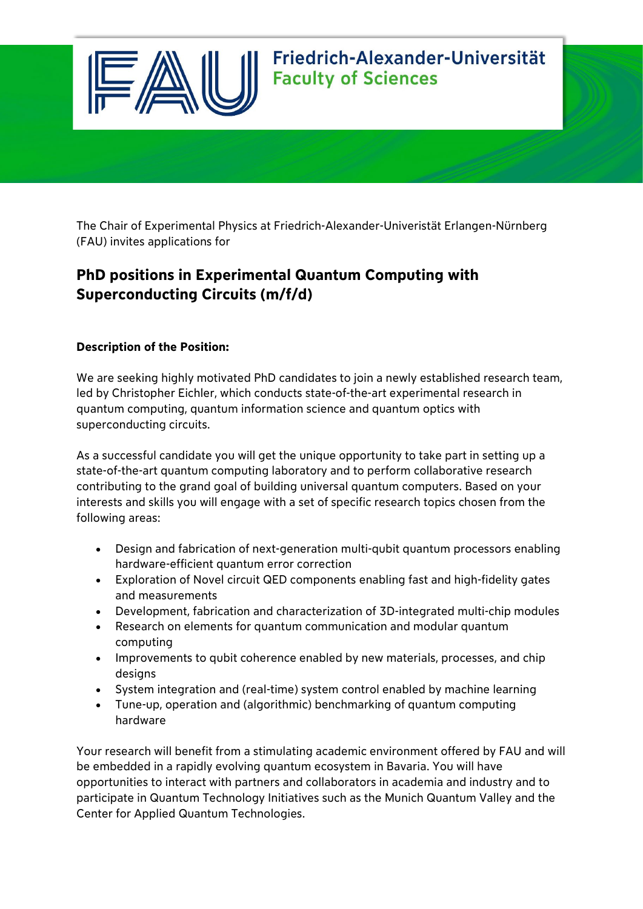Friedrich-Alexander-Universität
Faculty of Sciences

The Chair of Experimental Physics at Friedrich-Alexander-Univeristät Erlangen-Nürnberg (FAU) invites applications for

# PhD positions in Experimental Quantum Computing with Superconducting Circuits (m/f/d)

**Description of the Position:**

We are seeking highly motivated PhD candidates to join a newly established research team, led by Christopher Eichler, which conducts state-of-the-art experimental research in quantum computing, quantum information science and quantum optics with superconducting circuits.

As a successful candidate you will get the unique opportunity to take part in setting up a state-of-the-art quantum computing laboratory and to perform collaborative research contributing to the grand goal of building universal quantum computers. Based on your interests and skills you will engage with a set of specific research topics chosen from the following areas:

- Design and fabrication of next-generation multi-qubit quantum processors enabling hardware-efficient quantum error correction
- Exploration of Novel circuit QED components enabling fast and high-fidelity gates and measurements
- Development, fabrication and characterization of 3D-integrated multi-chip modules
- Research on elements for quantum communication and modular quantum computing
- Improvements to qubit coherence enabled by new materials, processes, and chip designs
- System integration and (real-time) system control enabled by machine learning
- Tune-up, operation and (algorithmic) benchmarking of quantum computing hardware

Your research will benefit from a stimulating academic environment offered by FAU and will be embedded in a rapidly evolving quantum ecosystem in Bavaria. You will have opportunities to interact with partners and collaborators in academia and industry and to participate in Quantum Technology Initiatives such as the Munich Quantum Valley and the Center for Applied Quantum Technologies.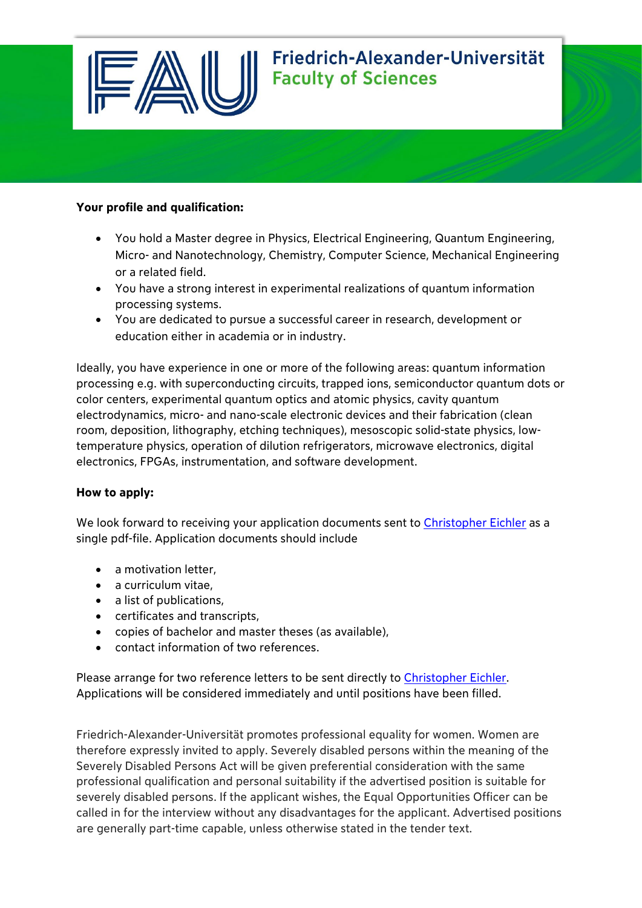**Your profile and qualification:**

- You hold a Master degree in Physics, Electrical Engineering, Quantum Engineering, Micro- and Nanotechnology, Chemistry, Computer Science, Mechanical Engineering or a related field.
- You have a strong interest in experimental realizations of quantum information processing systems.
- You are dedicated to pursue a successful career in research, development or education either in academia or in industry.

Ideally, you have experience in one or more of the following areas: quantum information processing e.g. with superconducting circuits, trapped ions, semiconductor quantum dots or color centers, experimental quantum optics and atomic physics, cavity quantum electrodynamics, micro- and nano-scale electronic devices and their fabrication (clean room, deposition, lithography, etching techniques), mesoscopic solid-state physics, low-temperature physics, operation of dilution refrigerators, microwave electronics, digital electronics, FPGAs, instrumentation, and software development.

**How to apply:**

We look forward to receiving your application documents sent to Christopher Eichler as a single pdf-file. Application documents should include

- a motivation letter,
- a curriculum vitae,
- a list of publications,
- certificates and transcripts,
- copies of bachelor and master theses (as available),
- contact information of two references.

Please arrange for two reference letters to be sent directly to Christopher Eichler. Applications will be considered immediately and until positions have been filled.

Friedrich-Alexander-Universität promotes professional equality for women. Women are therefore expressly invited to apply. Severely disabled persons within the meaning of the Severely Disabled Persons Act will be given preferential consideration with the same professional qualification and personal suitability if the advertised position is suitable for severely disabled persons. If the applicant wishes, the Equal Opportunities Officer can be called in for the interview without any disadvantages for the applicant. Advertised positions are generally part-time capable, unless otherwise stated in the tender text.